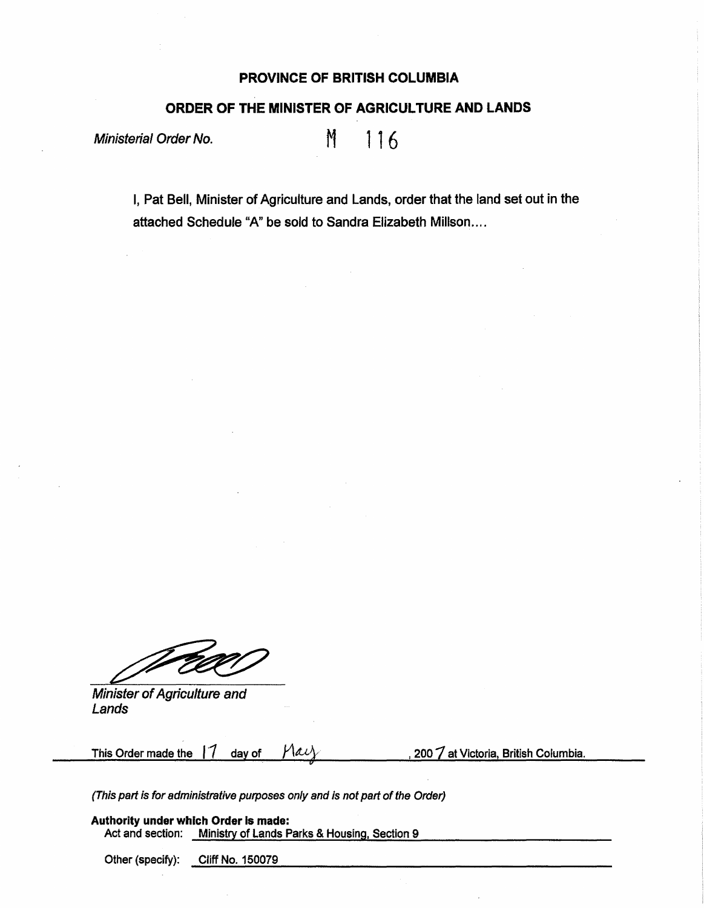**PROVINCE OF BRITISH COLUMBIA**

**ORDER OF THE MINISTER OF AGRICULTURE AND LANDS**

*Ministerial Order No.* M 116

I, Pat Bell, Minister of Agriculture and Lands, order that the land set out in the attached Schedule "A" be sold to Sandra Elizabeth Millson....

*Minister of Agriculture and Lands*

This Order made the 17 day of May, 2007 at Victoria, British Columbia.

*(This part is for administrative purposes only and is not part of the Order)*

**Authority under which Order is made:**

Act and section: Ministry of Lands Parks & Housing, Section 9

Other (specify): Cliff No. 150079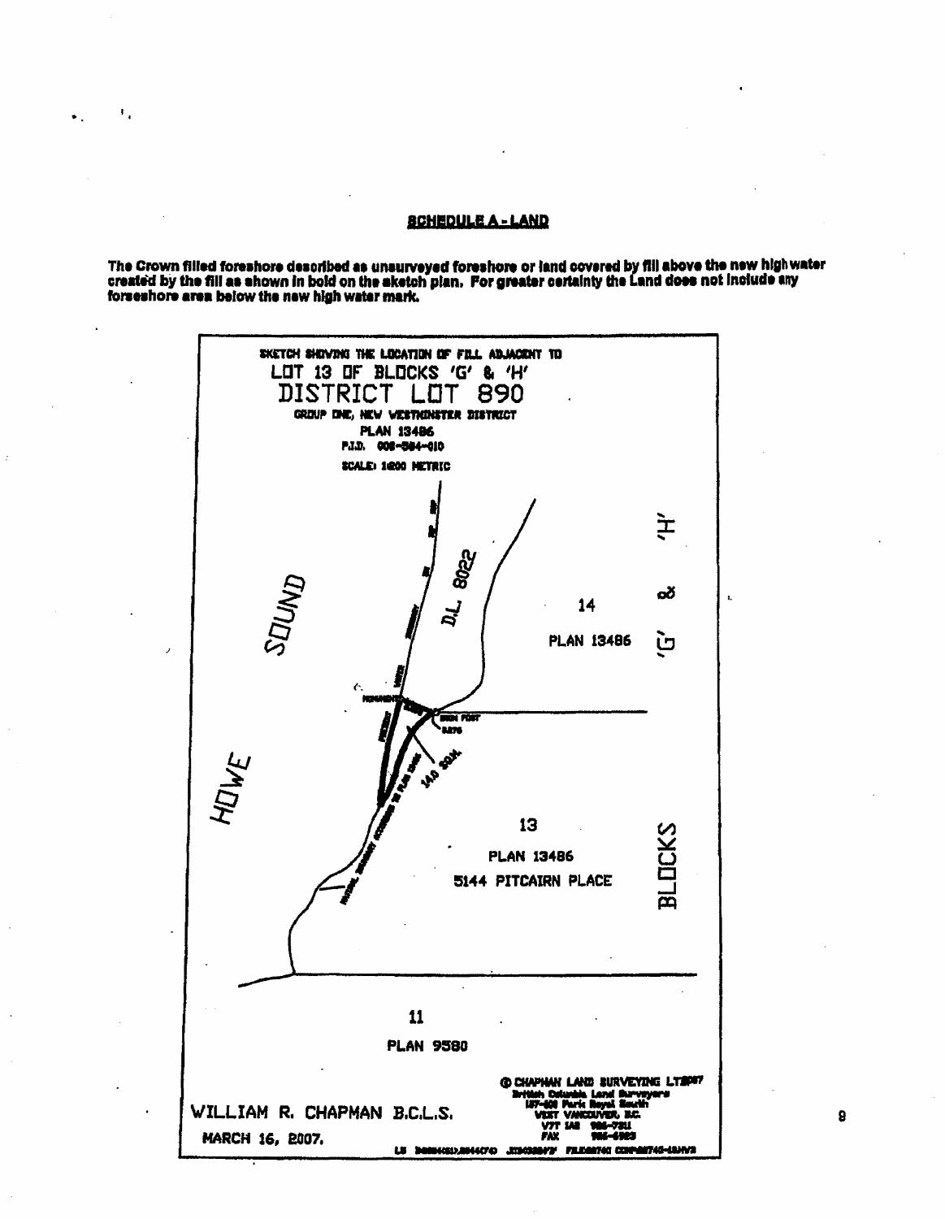## SCHEDULE A - LAND

The Crown filled foreshore described as unsurveyed foreshore or land covered by fill above the new high water created by the fill as shown in bold on the sketch plan. For greater certainty the Land does not include any foreshore area below the new high water mark.

SKETCH SHOWING THE LOCATION OF FILL ADJACENT TO

LOT 13 OF BLOCKS 'G' & 'H'

DISTRICT LOT 890

GROUP ONE, NEW WESTMINSTER DISTRICT

PLAN 13486

P.I.D. 008-584-010

SCALE: 1:200 METRIC

HOWE SOUND

D.L. 8022

14

PLAN 13486

BLOCKS 'G' & 'H'

14.0 SQM.

13

PLAN 13486

5144 PITCAIRN PLACE

11

PLAN 9580

WILLIAM R. CHAPMAN B.C.L.S.

MARCH 16, 2007.

© CHAPMAN LAND SURVEYING LTD.

British Columbia Land Surveyors

West Vancouver, B.C.